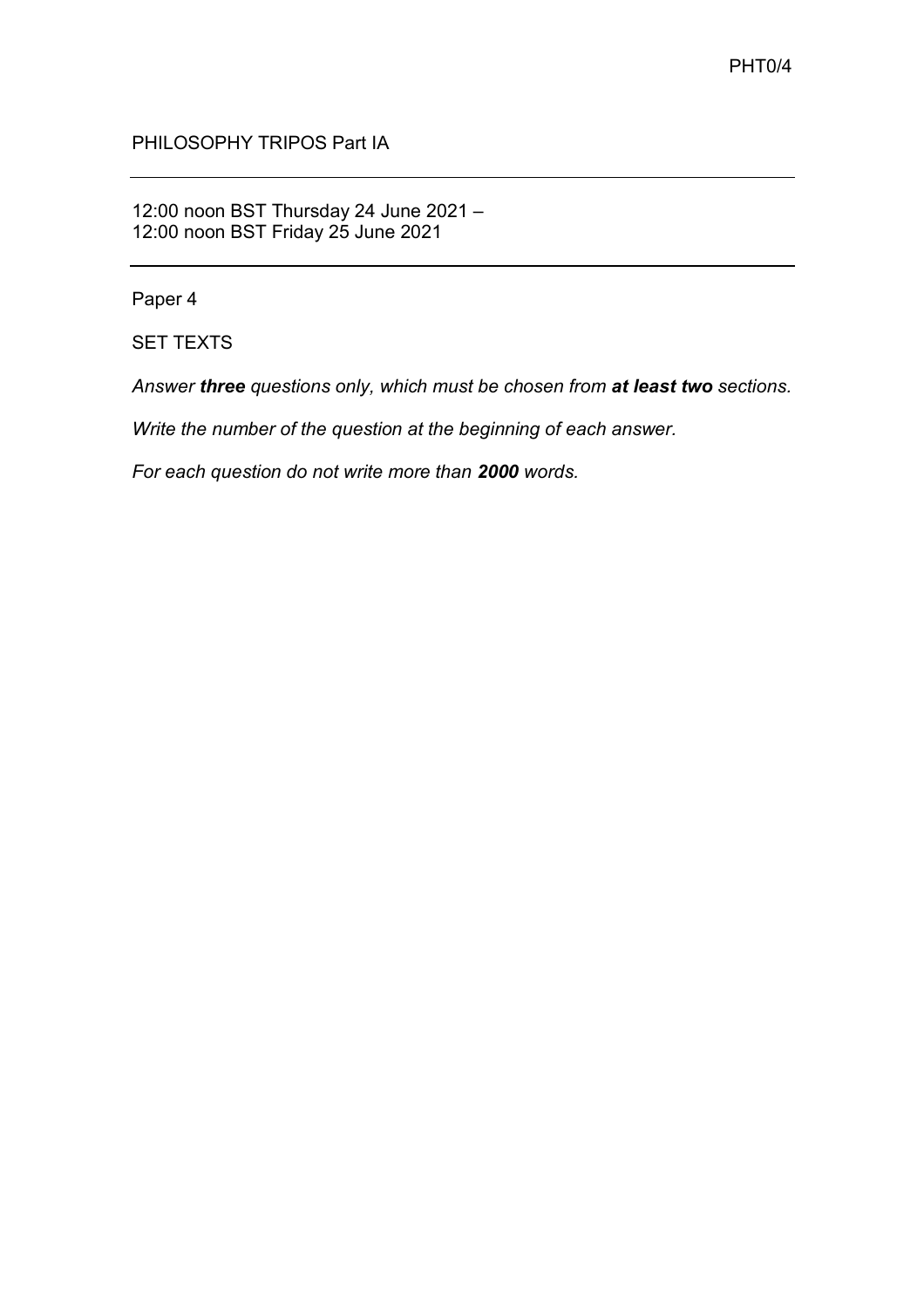PHT0/4

PHILOSOPHY TRIPOS Part IA

---

12:00 noon BST Thursday 24 June 2021 –
12:00 noon BST Friday 25 June 2021

---

Paper 4

SET TEXTS

*Answer **three** questions only, which must be chosen from **at least two** sections.*

*Write the number of the question at the beginning of each answer.*

*For each question do not write more than **2000** words.*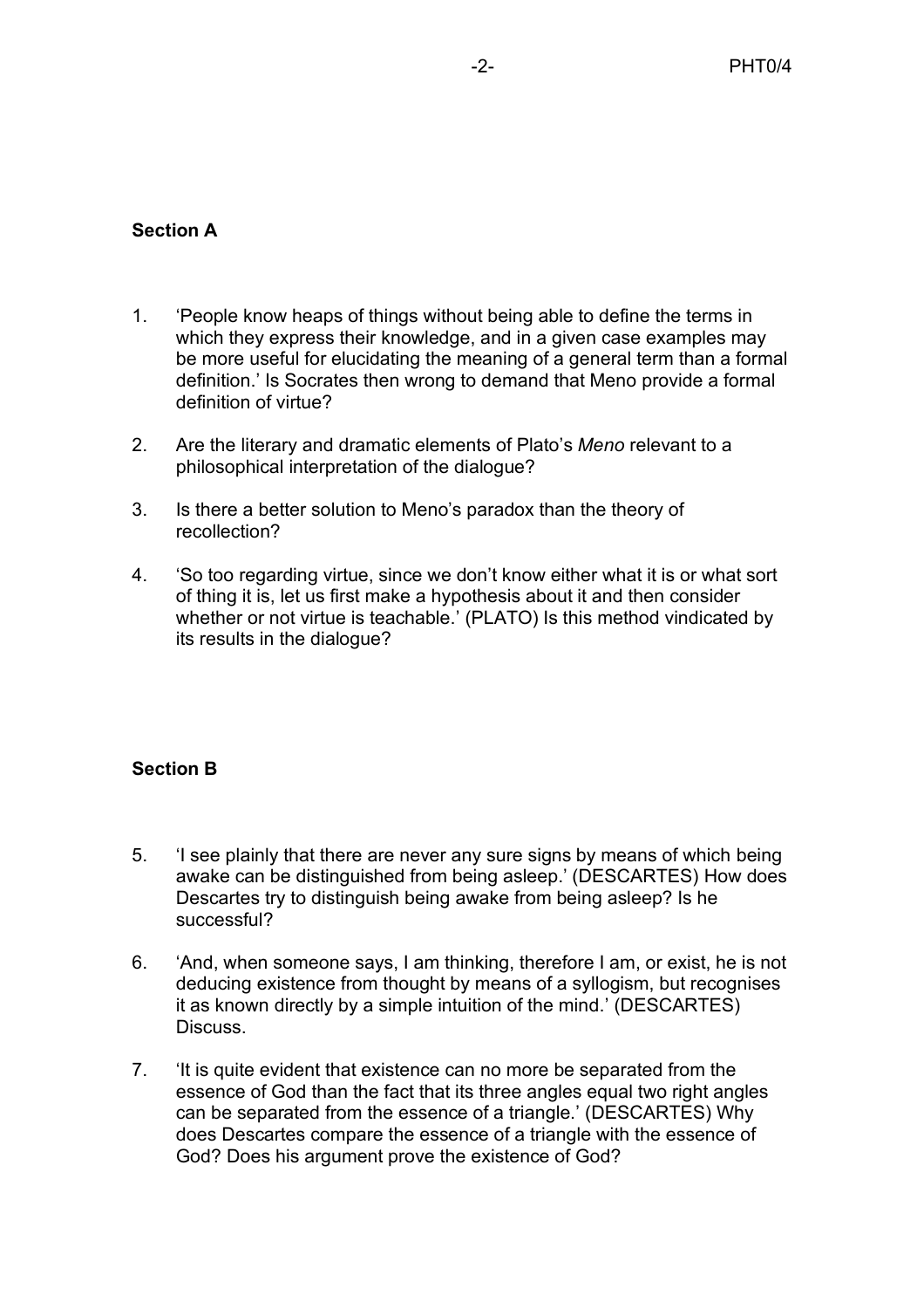## Section A

1. 'People know heaps of things without being able to define the terms in which they express their knowledge, and in a given case examples may be more useful for elucidating the meaning of a general term than a formal definition.' Is Socrates then wrong to demand that Meno provide a formal definition of virtue?

2. Are the literary and dramatic elements of Plato's *Meno* relevant to a philosophical interpretation of the dialogue?

3. Is there a better solution to Meno's paradox than the theory of recollection?

4. 'So too regarding virtue, since we don't know either what it is or what sort of thing it is, let us first make a hypothesis about it and then consider whether or not virtue is teachable.' (PLATO) Is this method vindicated by its results in the dialogue?

## Section B

5. 'I see plainly that there are never any sure signs by means of which being awake can be distinguished from being asleep.' (DESCARTES) How does Descartes try to distinguish being awake from being asleep? Is he successful?

6. 'And, when someone says, I am thinking, therefore I am, or exist, he is not deducing existence from thought by means of a syllogism, but recognises it as known directly by a simple intuition of the mind.' (DESCARTES) Discuss.

7. 'It is quite evident that existence can no more be separated from the essence of God than the fact that its three angles equal two right angles can be separated from the essence of a triangle.' (DESCARTES) Why does Descartes compare the essence of a triangle with the essence of God? Does his argument prove the existence of God?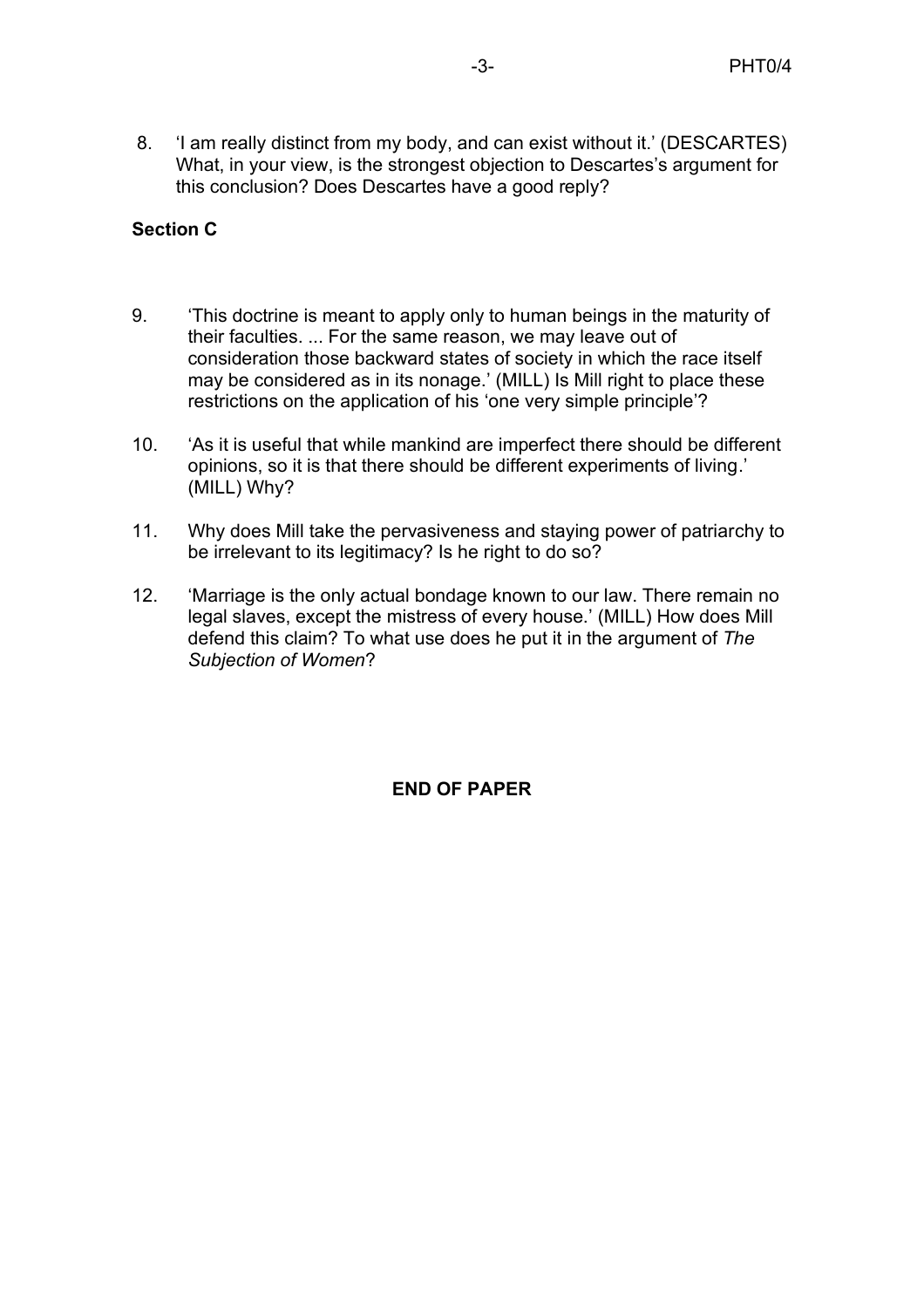8. 'I am really distinct from my body, and can exist without it.' (DESCARTES) What, in your view, is the strongest objection to Descartes's argument for this conclusion? Does Descartes have a good reply?

**Section C**

9. 'This doctrine is meant to apply only to human beings in the maturity of their faculties. ... For the same reason, we may leave out of consideration those backward states of society in which the race itself may be considered as in its nonage.' (MILL) Is Mill right to place these restrictions on the application of his 'one very simple principle'?

10. 'As it is useful that while mankind are imperfect there should be different opinions, so it is that there should be different experiments of living.' (MILL) Why?

11. Why does Mill take the pervasiveness and staying power of patriarchy to be irrelevant to its legitimacy? Is he right to do so?

12. 'Marriage is the only actual bondage known to our law. There remain no legal slaves, except the mistress of every house.' (MILL) How does Mill defend this claim? To what use does he put it in the argument of *The Subjection of Women*?

**END OF PAPER**